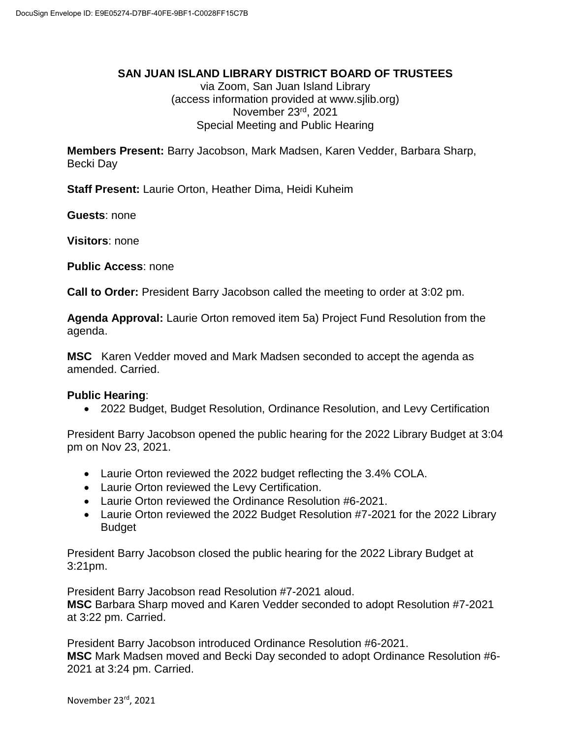**SAN JUAN ISLAND LIBRARY DISTRICT BOARD OF TRUSTEES**
via Zoom, San Juan Island Library
(access information provided at www.sjlib.org)
November 23rd, 2021
Special Meeting and Public Hearing

**Members Present:** Barry Jacobson, Mark Madsen, Karen Vedder, Barbara Sharp, Becki Day

**Staff Present:** Laurie Orton, Heather Dima, Heidi Kuheim

**Guests**: none

**Visitors**: none

**Public Access**: none

**Call to Order:** President Barry Jacobson called the meeting to order at 3:02 pm.

**Agenda Approval:** Laurie Orton removed item 5a) Project Fund Resolution from the agenda.

**MSC** Karen Vedder moved and Mark Madsen seconded to accept the agenda as amended. Carried.

**Public Hearing**:

- 2022 Budget, Budget Resolution, Ordinance Resolution, and Levy Certification

President Barry Jacobson opened the public hearing for the 2022 Library Budget at 3:04 pm on Nov 23, 2021.

- Laurie Orton reviewed the 2022 budget reflecting the 3.4% COLA.
- Laurie Orton reviewed the Levy Certification.
- Laurie Orton reviewed the Ordinance Resolution #6-2021.
- Laurie Orton reviewed the 2022 Budget Resolution #7-2021 for the 2022 Library Budget

President Barry Jacobson closed the public hearing for the 2022 Library Budget at 3:21pm.

President Barry Jacobson read Resolution #7-2021 aloud.
**MSC** Barbara Sharp moved and Karen Vedder seconded to adopt Resolution #7-2021 at 3:22 pm. Carried.

President Barry Jacobson introduced Ordinance Resolution #6-2021.
**MSC** Mark Madsen moved and Becki Day seconded to adopt Ordinance Resolution #6-2021 at 3:24 pm. Carried.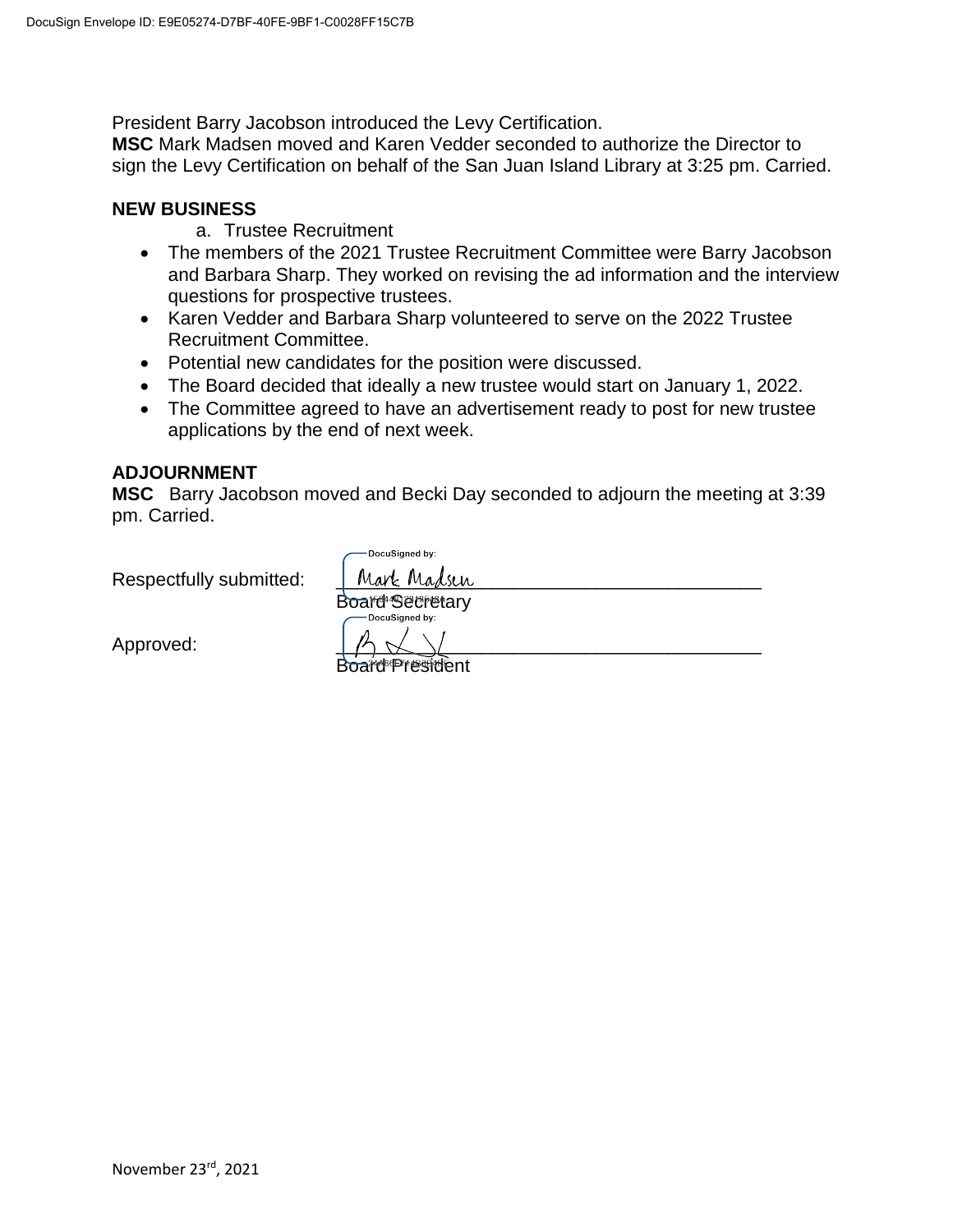President Barry Jacobson introduced the Levy Certification.
**MSC** Mark Madsen moved and Karen Vedder seconded to authorize the Director to sign the Levy Certification on behalf of the San Juan Island Library at 3:25 pm. Carried.

## NEW BUSINESS

a. Trustee Recruitment

- The members of the 2021 Trustee Recruitment Committee were Barry Jacobson and Barbara Sharp. They worked on revising the ad information and the interview questions for prospective trustees.
- Karen Vedder and Barbara Sharp volunteered to serve on the 2022 Trustee Recruitment Committee.
- Potential new candidates for the position were discussed.
- The Board decided that ideally a new trustee would start on January 1, 2022.
- The Committee agreed to have an advertisement ready to post for new trustee applications by the end of next week.

## ADJOURNMENT

**MSC** Barry Jacobson moved and Becki Day seconded to adjourn the meeting at 3:39 pm. Carried.

Respectfully submitted: Mark Madsen
Board Secretary

Approved: ______________________________
Board President